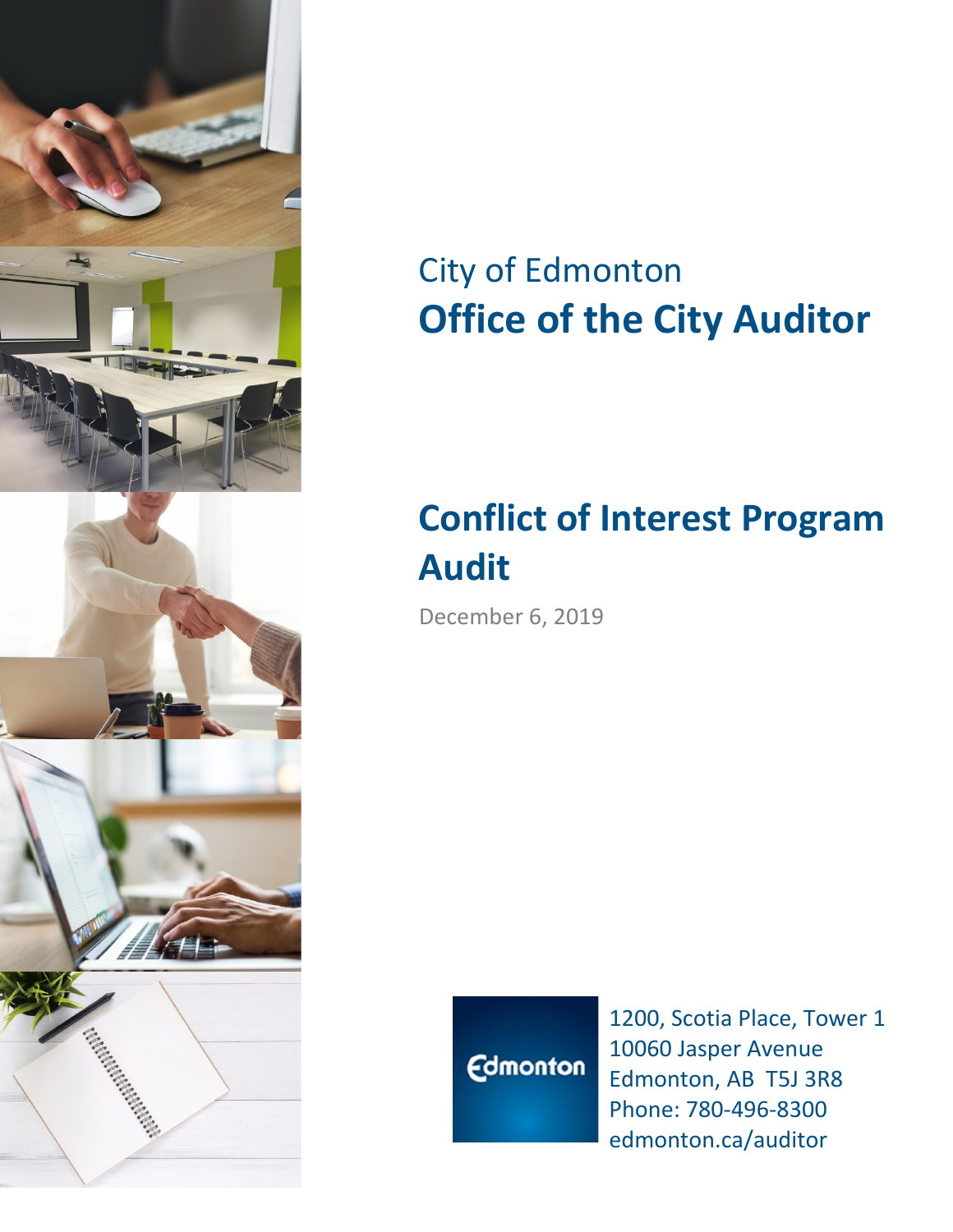City of Edmonton

# Office of the City Auditor

# Conflict of Interest Program Audit

December 6, 2019

Edmonton

1200, Scotia Place, Tower 1
10060 Jasper Avenue
Edmonton, AB T5J 3R8
Phone: 780-496-8300
edmonton.ca/auditor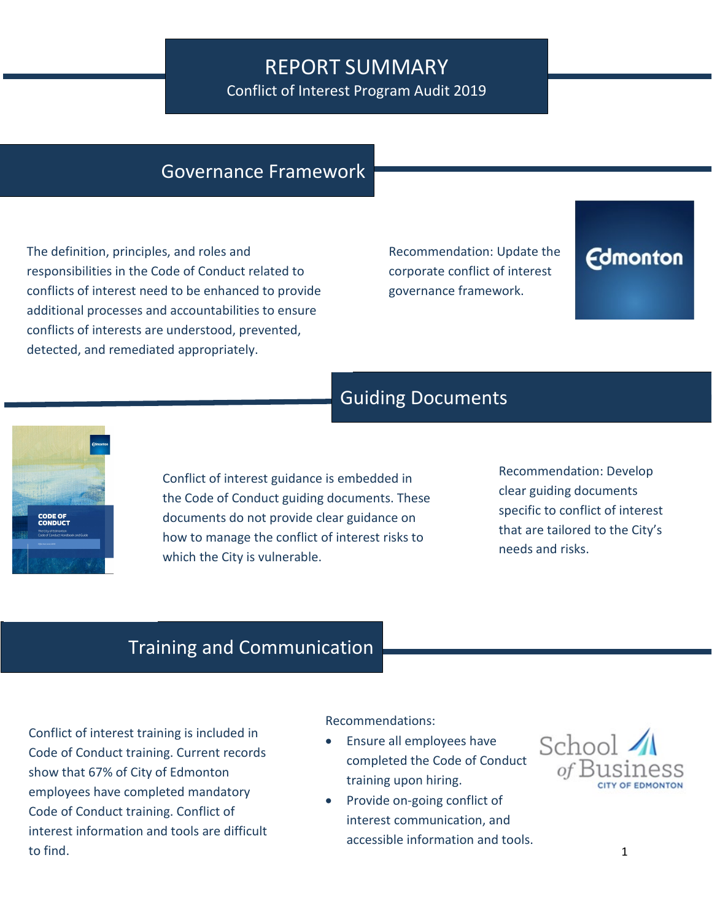# REPORT SUMMARY

Conflict of Interest Program Audit 2019

## Governance Framework

The definition, principles, and roles and responsibilities in the Code of Conduct related to conflicts of interest need to be enhanced to provide additional processes and accountabilities to ensure conflicts of interests are understood, prevented, detected, and remediated appropriately.

Recommendation: Update the corporate conflict of interest governance framework.

## Guiding Documents

Conflict of interest guidance is embedded in the Code of Conduct guiding documents. These documents do not provide clear guidance on how to manage the conflict of interest risks to which the City is vulnerable.

Recommendation: Develop clear guiding documents specific to conflict of interest that are tailored to the City's needs and risks.

## Training and Communication

Conflict of interest training is included in Code of Conduct training. Current records show that 67% of City of Edmonton employees have completed mandatory Code of Conduct training. Conflict of interest information and tools are difficult to find.

Recommendations:

- Ensure all employees have completed the Code of Conduct training upon hiring.
- Provide on-going conflict of interest communication, and accessible information and tools.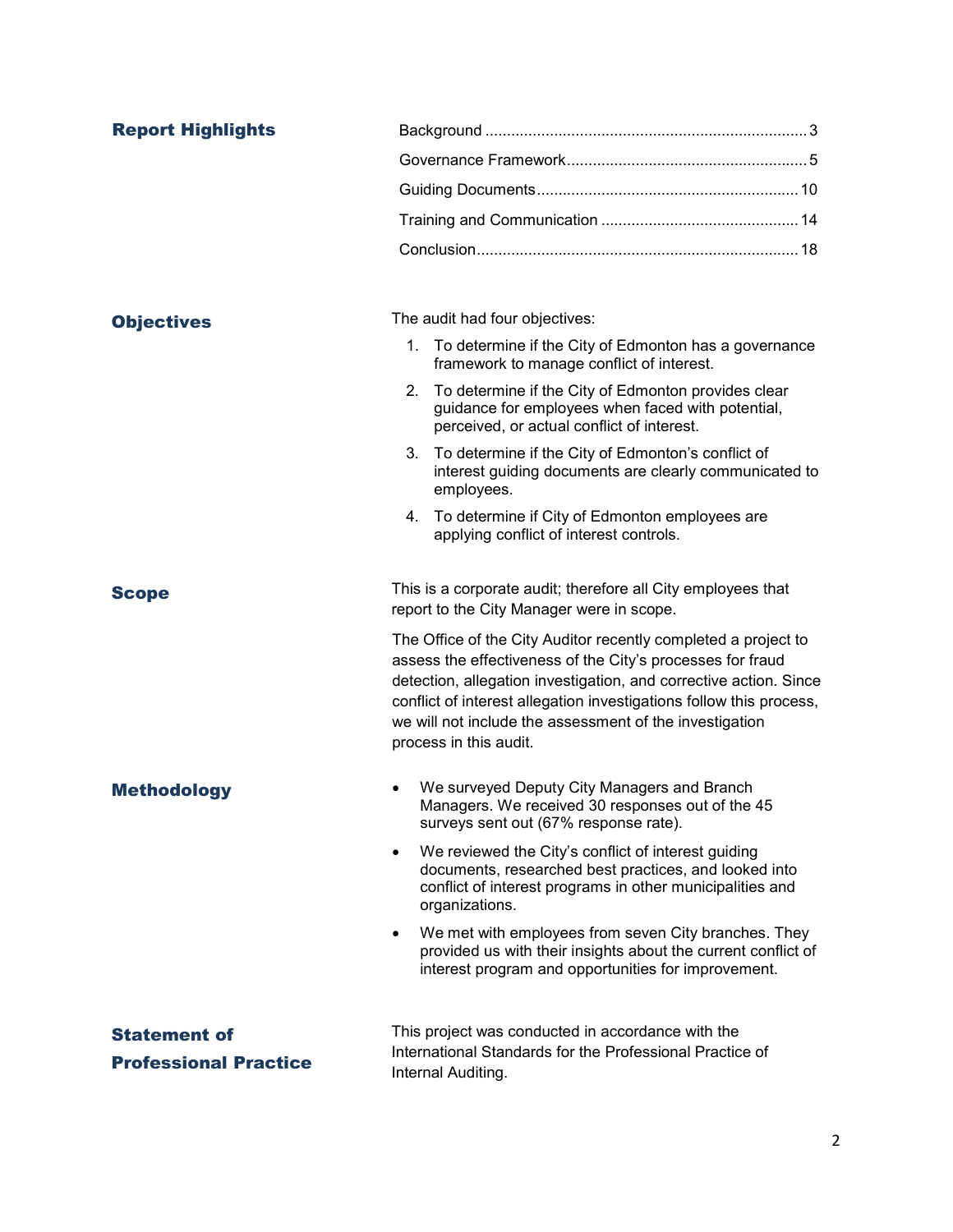## Report Highlights

- Background ........................................................................... 3
- Governance Framework....................................................... 5
- Guiding Documents............................................................ 10
- Training and Communication ............................................. 14
- Conclusion.......................................................................... 18

## Objectives

The audit had four objectives:

1. To determine if the City of Edmonton has a governance framework to manage conflict of interest.
2. To determine if the City of Edmonton provides clear guidance for employees when faced with potential, perceived, or actual conflict of interest.
3. To determine if the City of Edmonton's conflict of interest guiding documents are clearly communicated to employees.
4. To determine if City of Edmonton employees are applying conflict of interest controls.

## Scope

This is a corporate audit; therefore all City employees that report to the City Manager were in scope.

The Office of the City Auditor recently completed a project to assess the effectiveness of the City's processes for fraud detection, allegation investigation, and corrective action. Since conflict of interest allegation investigations follow this process, we will not include the assessment of the investigation process in this audit.

## Methodology

- We surveyed Deputy City Managers and Branch Managers. We received 30 responses out of the 45 surveys sent out (67% response rate).
- We reviewed the City's conflict of interest guiding documents, researched best practices, and looked into conflict of interest programs in other municipalities and organizations.
- We met with employees from seven City branches. They provided us with their insights about the current conflict of interest program and opportunities for improvement.

## Statement of Professional Practice

This project was conducted in accordance with the International Standards for the Professional Practice of Internal Auditing.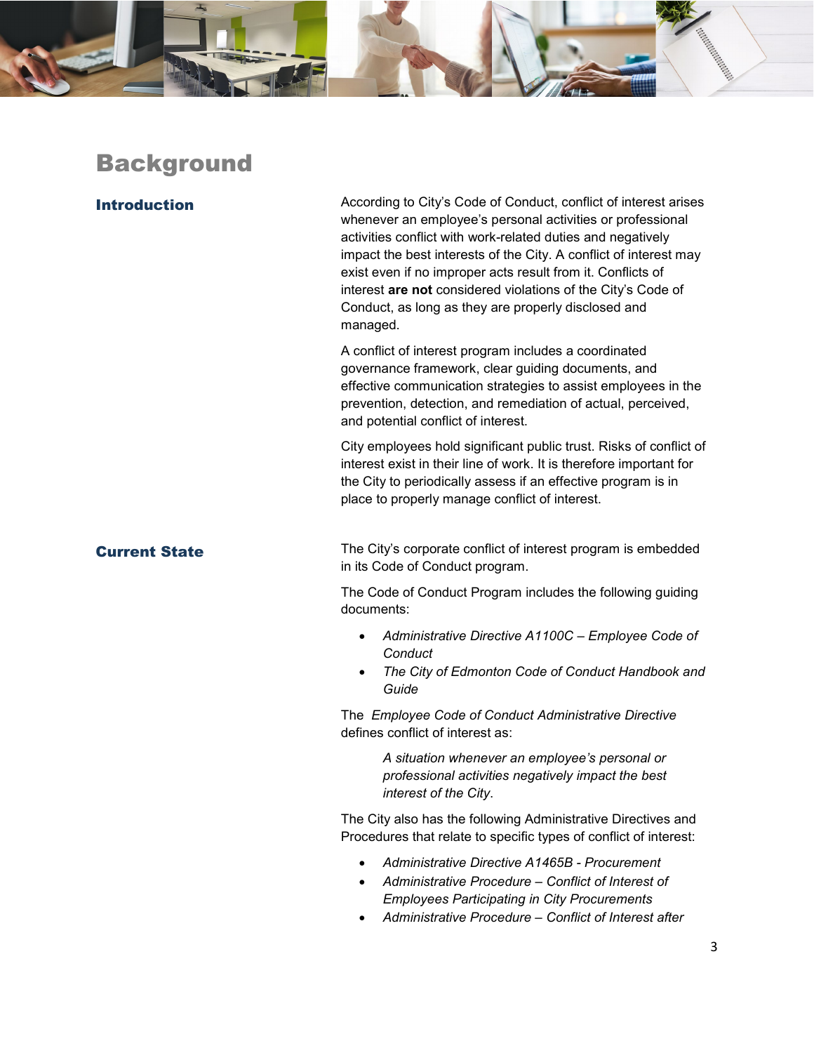# Background

## Introduction

According to City's Code of Conduct, conflict of interest arises whenever an employee's personal activities or professional activities conflict with work-related duties and negatively impact the best interests of the City. A conflict of interest may exist even if no improper acts result from it. Conflicts of interest **are not** considered violations of the City's Code of Conduct, as long as they are properly disclosed and managed.

A conflict of interest program includes a coordinated governance framework, clear guiding documents, and effective communication strategies to assist employees in the prevention, detection, and remediation of actual, perceived, and potential conflict of interest.

City employees hold significant public trust. Risks of conflict of interest exist in their line of work. It is therefore important for the City to periodically assess if an effective program is in place to properly manage conflict of interest.

## Current State

The City's corporate conflict of interest program is embedded in its Code of Conduct program.

The Code of Conduct Program includes the following guiding documents:

- *Administrative Directive A1100C – Employee Code of Conduct*
- *The City of Edmonton Code of Conduct Handbook and Guide*

The *Employee Code of Conduct Administrative Directive* defines conflict of interest as:

> *A situation whenever an employee's personal or professional activities negatively impact the best interest of the City*.

The City also has the following Administrative Directives and Procedures that relate to specific types of conflict of interest:

- *Administrative Directive A1465B - Procurement*
- *Administrative Procedure – Conflict of Interest of Employees Participating in City Procurements*
- *Administrative Procedure – Conflict of Interest after*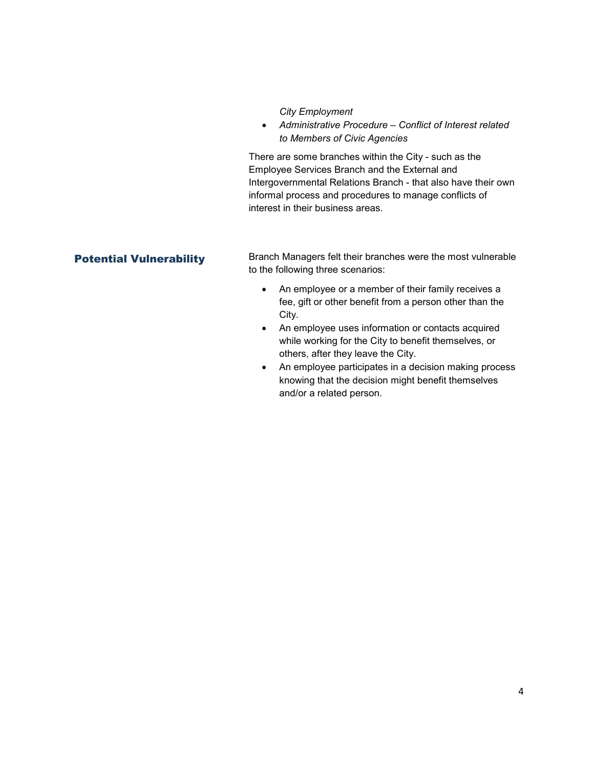*City Employment*

- *Administrative Procedure – Conflict of Interest related to Members of Civic Agencies*

There are some branches within the City - such as the Employee Services Branch and the External and Intergovernmental Relations Branch - that also have their own informal process and procedures to manage conflicts of interest in their business areas.

## Potential Vulnerability

Branch Managers felt their branches were the most vulnerable to the following three scenarios:

- An employee or a member of their family receives a fee, gift or other benefit from a person other than the City.
- An employee uses information or contacts acquired while working for the City to benefit themselves, or others, after they leave the City.
- An employee participates in a decision making process knowing that the decision might benefit themselves and/or a related person.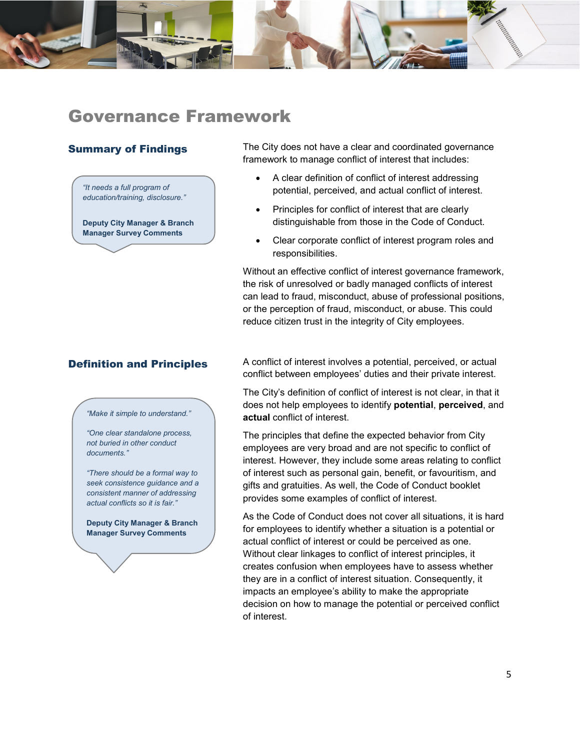# Governance Framework

## Summary of Findings

> *"It needs a full program of education/training, disclosure."*
>
> **Deputy City Manager & Branch Manager Survey Comments**

The City does not have a clear and coordinated governance framework to manage conflict of interest that includes:

- A clear definition of conflict of interest addressing potential, perceived, and actual conflict of interest.
- Principles for conflict of interest that are clearly distinguishable from those in the Code of Conduct.
- Clear corporate conflict of interest program roles and responsibilities.

Without an effective conflict of interest governance framework, the risk of unresolved or badly managed conflicts of interest can lead to fraud, misconduct, abuse of professional positions, or the perception of fraud, misconduct, or abuse. This could reduce citizen trust in the integrity of City employees.

## Definition and Principles

> *"Make it simple to understand."*
>
> *"One clear standalone process, not buried in other conduct documents."*
>
> *"There should be a formal way to seek consistence guidance and a consistent manner of addressing actual conflicts so it is fair."*
>
> **Deputy City Manager & Branch Manager Survey Comments**

A conflict of interest involves a potential, perceived, or actual conflict between employees' duties and their private interest.

The City's definition of conflict of interest is not clear, in that it does not help employees to identify **potential**, **perceived**, and **actual** conflict of interest.

The principles that define the expected behavior from City employees are very broad and are not specific to conflict of interest. However, they include some areas relating to conflict of interest such as personal gain, benefit, or favouritism, and gifts and gratuities. As well, the Code of Conduct booklet provides some examples of conflict of interest.

As the Code of Conduct does not cover all situations, it is hard for employees to identify whether a situation is a potential or actual conflict of interest or could be perceived as one. Without clear linkages to conflict of interest principles, it creates confusion when employees have to assess whether they are in a conflict of interest situation. Consequently, it impacts an employee's ability to make the appropriate decision on how to manage the potential or perceived conflict of interest.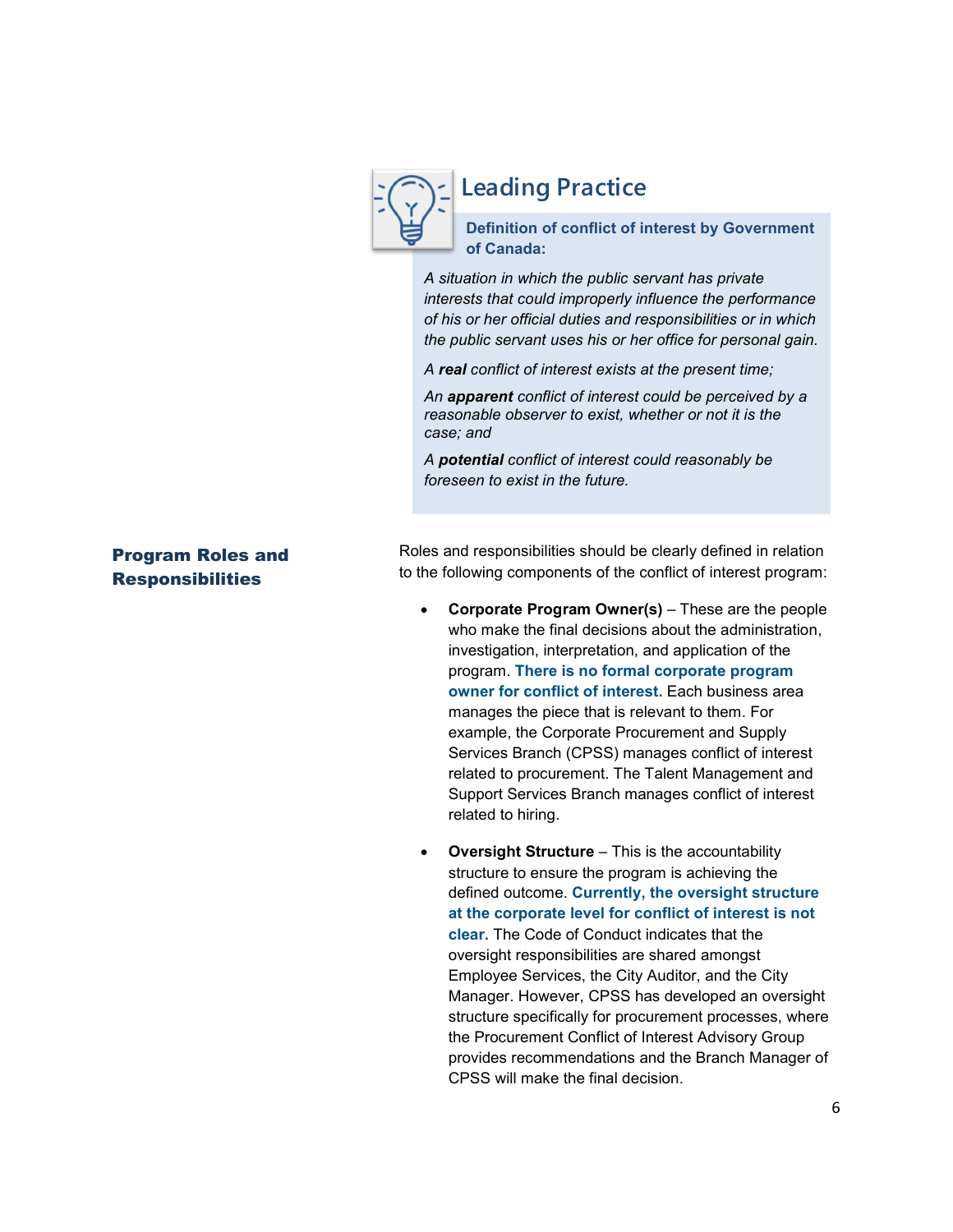### Leading Practice

**Definition of conflict of interest by Government of Canada:**

*A situation in which the public servant has private interests that could improperly influence the performance of his or her official duties and responsibilities or in which the public servant uses his or her office for personal gain.*

*A* ***real*** *conflict of interest exists at the present time;*

*An* ***apparent*** *conflict of interest could be perceived by a reasonable observer to exist, whether or not it is the case; and*

*A* ***potential*** *conflict of interest could reasonably be foreseen to exist in the future.*

## Program Roles and Responsibilities

Roles and responsibilities should be clearly defined in relation to the following components of the conflict of interest program:

- **Corporate Program Owner(s)** – These are the people who make the final decisions about the administration, investigation, interpretation, and application of the program. **There is no formal corporate program owner for conflict of interest.** Each business area manages the piece that is relevant to them. For example, the Corporate Procurement and Supply Services Branch (CPSS) manages conflict of interest related to procurement. The Talent Management and Support Services Branch manages conflict of interest related to hiring.

- **Oversight Structure** – This is the accountability structure to ensure the program is achieving the defined outcome. **Currently, the oversight structure at the corporate level for conflict of interest is not clear.** The Code of Conduct indicates that the oversight responsibilities are shared amongst Employee Services, the City Auditor, and the City Manager. However, CPSS has developed an oversight structure specifically for procurement processes, where the Procurement Conflict of Interest Advisory Group provides recommendations and the Branch Manager of CPSS will make the final decision.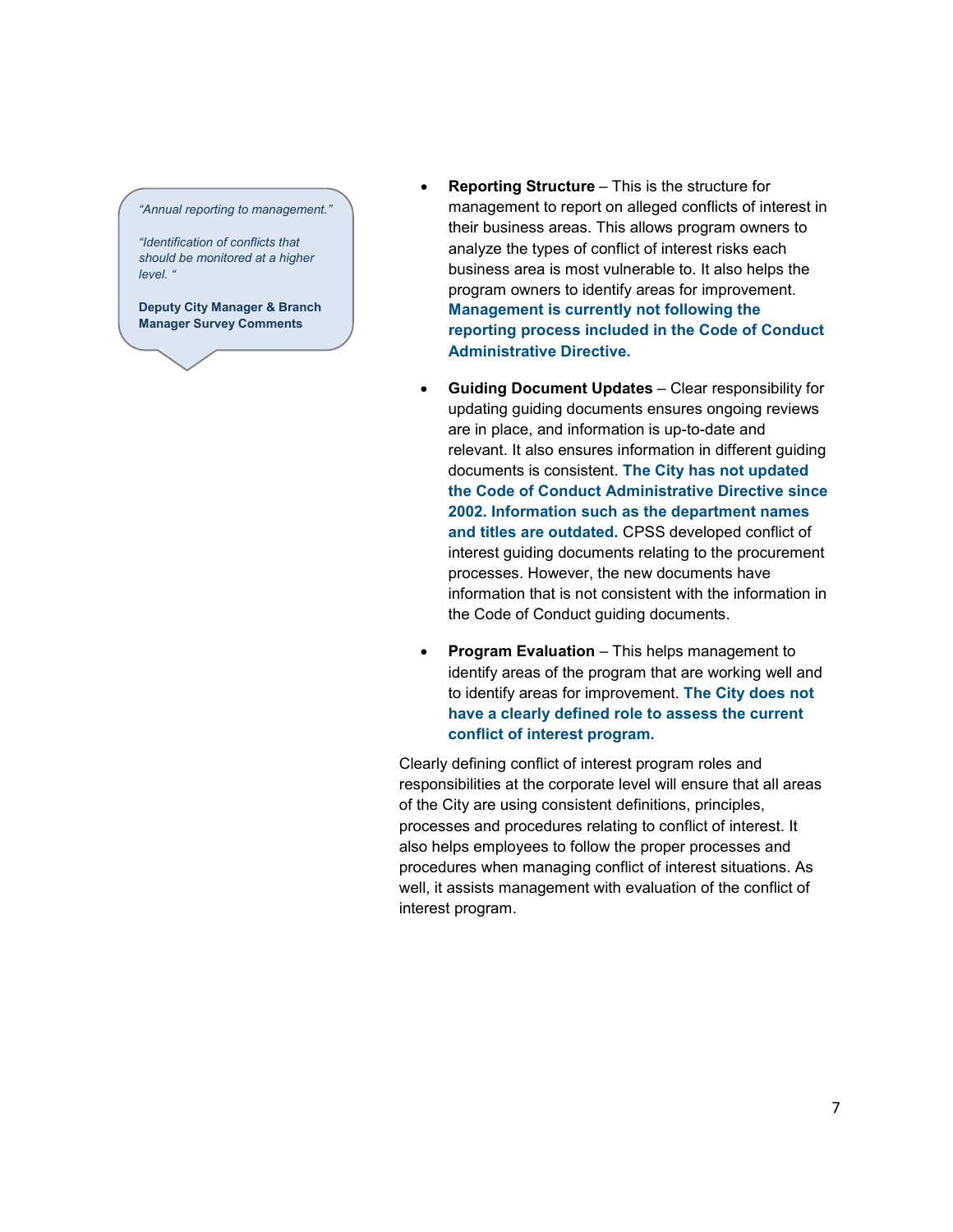> *"Annual reporting to management."*
>
> *"Identification of conflicts that should be monitored at a higher level. "*
>
> **Deputy City Manager & Branch Manager Survey Comments**

- **Reporting Structure** – This is the structure for management to report on alleged conflicts of interest in their business areas. This allows program owners to analyze the types of conflict of interest risks each business area is most vulnerable to. It also helps the program owners to identify areas for improvement. **Management is currently not following the reporting process included in the Code of Conduct Administrative Directive.**

- **Guiding Document Updates** – Clear responsibility for updating guiding documents ensures ongoing reviews are in place, and information is up-to-date and relevant. It also ensures information in different guiding documents is consistent. **The City has not updated the Code of Conduct Administrative Directive since 2002. Information such as the department names and titles are outdated.** CPSS developed conflict of interest guiding documents relating to the procurement processes. However, the new documents have information that is not consistent with the information in the Code of Conduct guiding documents.

- **Program Evaluation** – This helps management to identify areas of the program that are working well and to identify areas for improvement. **The City does not have a clearly defined role to assess the current conflict of interest program.**

Clearly defining conflict of interest program roles and responsibilities at the corporate level will ensure that all areas of the City are using consistent definitions, principles, processes and procedures relating to conflict of interest. It also helps employees to follow the proper processes and procedures when managing conflict of interest situations. As well, it assists management with evaluation of the conflict of interest program.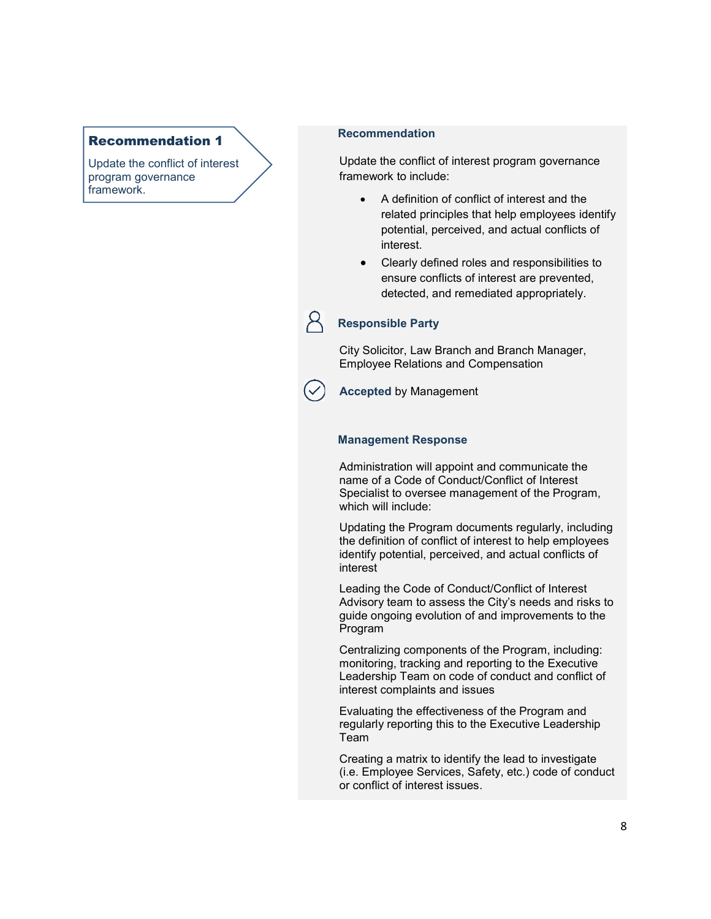## Recommendation 1

Update the conflict of interest program governance framework.

### Recommendation

Update the conflict of interest program governance framework to include:

- A definition of conflict of interest and the related principles that help employees identify potential, perceived, and actual conflicts of interest.
- Clearly defined roles and responsibilities to ensure conflicts of interest are prevented, detected, and remediated appropriately.

### Responsible Party

City Solicitor, Law Branch and Branch Manager, Employee Relations and Compensation

**Accepted** by Management

### Management Response

Administration will appoint and communicate the name of a Code of Conduct/Conflict of Interest Specialist to oversee management of the Program, which will include:

Updating the Program documents regularly, including the definition of conflict of interest to help employees identify potential, perceived, and actual conflicts of interest

Leading the Code of Conduct/Conflict of Interest Advisory team to assess the City's needs and risks to guide ongoing evolution of and improvements to the Program

Centralizing components of the Program, including: monitoring, tracking and reporting to the Executive Leadership Team on code of conduct and conflict of interest complaints and issues

Evaluating the effectiveness of the Program and regularly reporting this to the Executive Leadership Team

Creating a matrix to identify the lead to investigate (i.e. Employee Services, Safety, etc.) code of conduct or conflict of interest issues.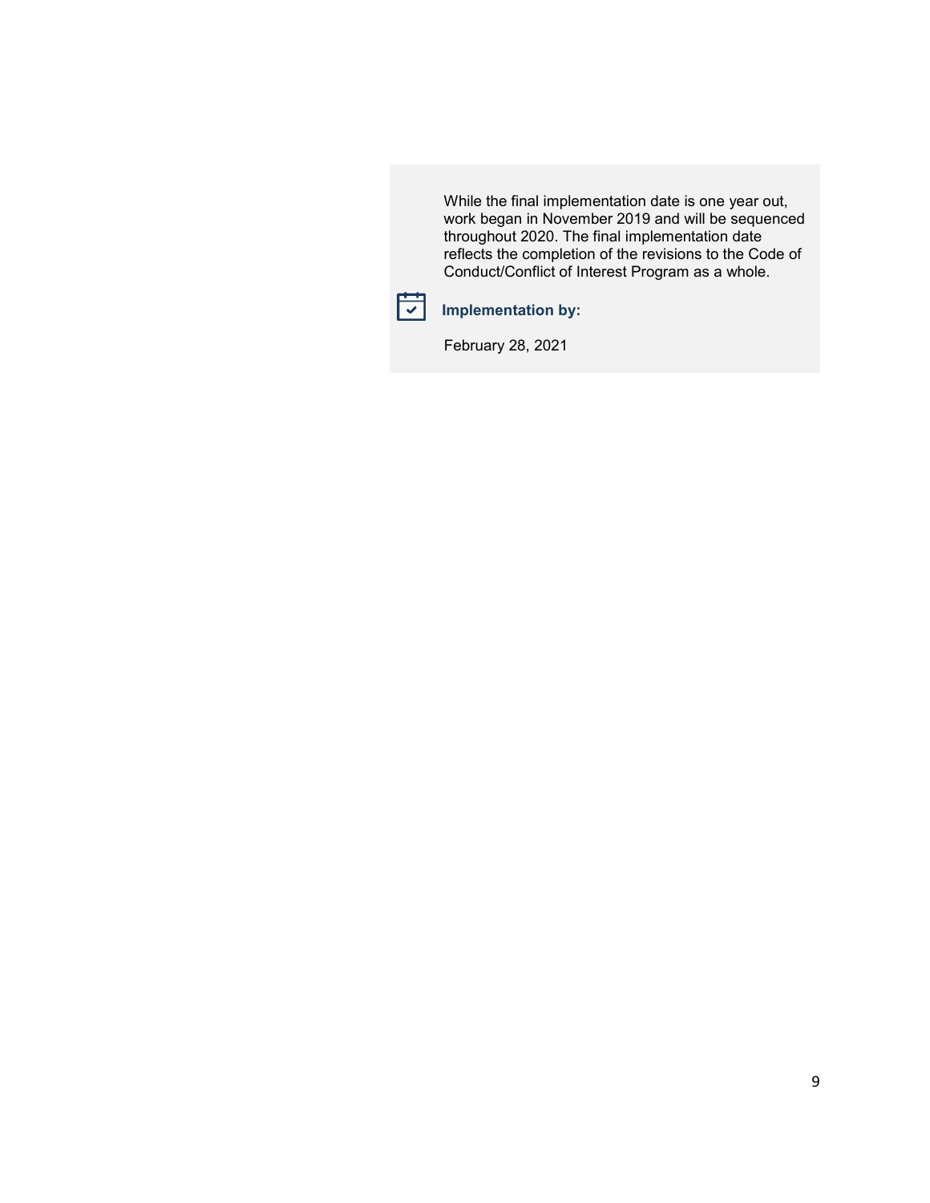While the final implementation date is one year out, work began in November 2019 and will be sequenced throughout 2020. The final implementation date reflects the completion of the revisions to the Code of Conduct/Conflict of Interest Program as a whole.

**Implementation by:**

February 28, 2021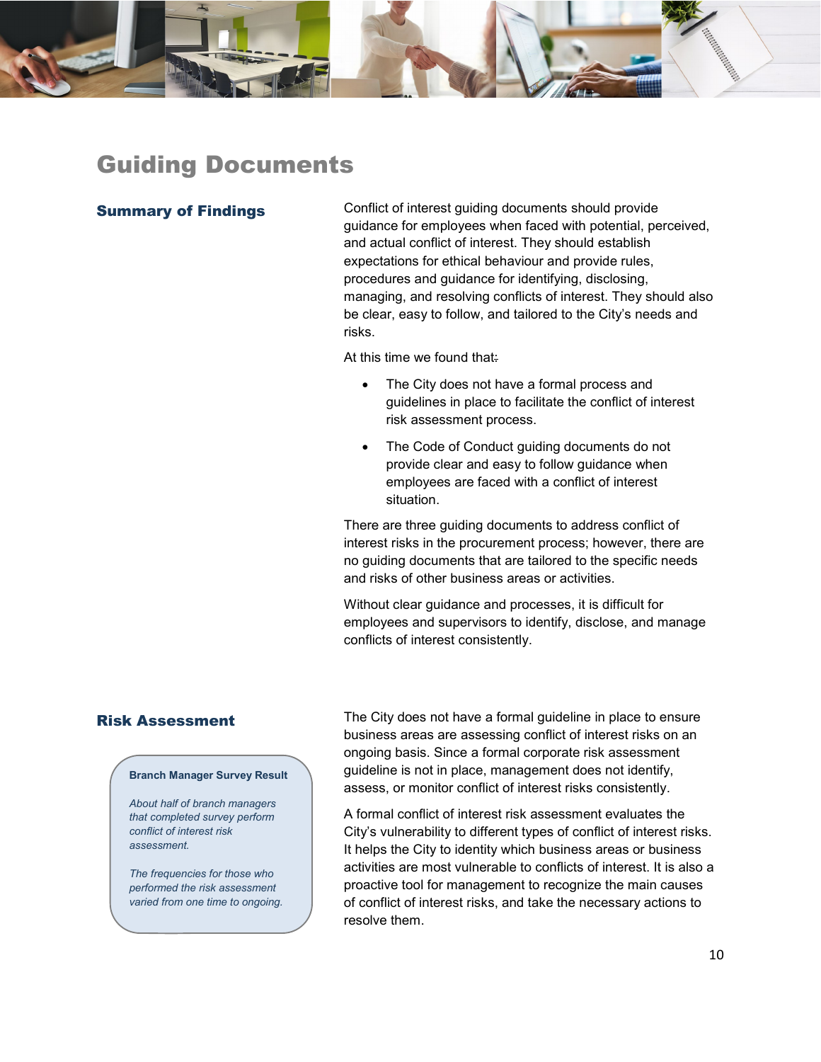# Guiding Documents

## Summary of Findings

Conflict of interest guiding documents should provide guidance for employees when faced with potential, perceived, and actual conflict of interest. They should establish expectations for ethical behaviour and provide rules, procedures and guidance for identifying, disclosing, managing, and resolving conflicts of interest. They should also be clear, easy to follow, and tailored to the City's needs and risks.

At this time we found that:

- The City does not have a formal process and guidelines in place to facilitate the conflict of interest risk assessment process.
- The Code of Conduct guiding documents do not provide clear and easy to follow guidance when employees are faced with a conflict of interest situation.

There are three guiding documents to address conflict of interest risks in the procurement process; however, there are no guiding documents that are tailored to the specific needs and risks of other business areas or activities.

Without clear guidance and processes, it is difficult for employees and supervisors to identify, disclose, and manage conflicts of interest consistently.

## Risk Assessment

**Branch Manager Survey Result**

*About half of branch managers that completed survey perform conflict of interest risk assessment.*

*The frequencies for those who performed the risk assessment varied from one time to ongoing.*

The City does not have a formal guideline in place to ensure business areas are assessing conflict of interest risks on an ongoing basis. Since a formal corporate risk assessment guideline is not in place, management does not identify, assess, or monitor conflict of interest risks consistently.

A formal conflict of interest risk assessment evaluates the City's vulnerability to different types of conflict of interest risks. It helps the City to identity which business areas or business activities are most vulnerable to conflicts of interest. It is also a proactive tool for management to recognize the main causes of conflict of interest risks, and take the necessary actions to resolve them.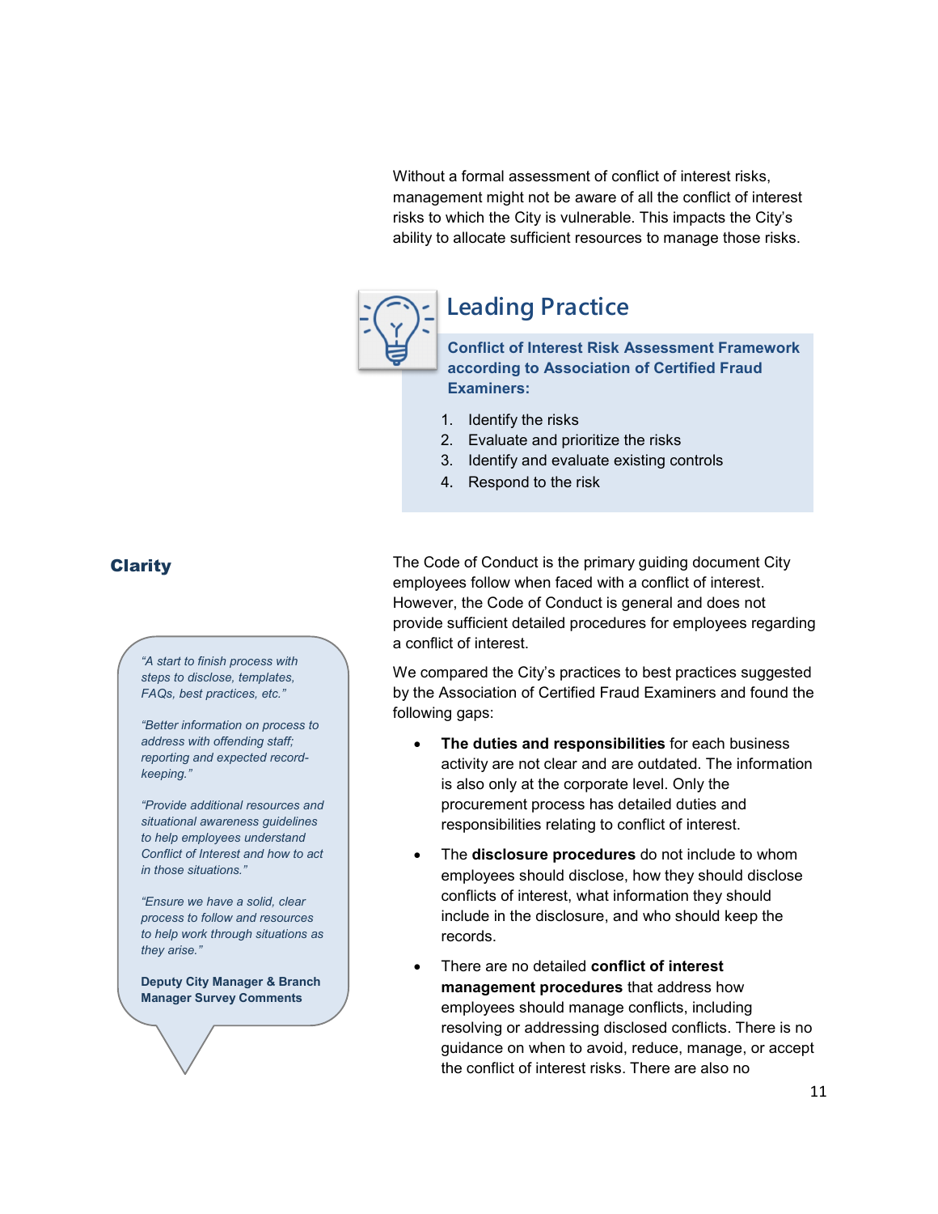Without a formal assessment of conflict of interest risks, management might not be aware of all the conflict of interest risks to which the City is vulnerable. This impacts the City's ability to allocate sufficient resources to manage those risks.

> ## Leading Practice
>
> **Conflict of Interest Risk Assessment Framework according to Association of Certified Fraud Examiners:**
>
> 1. Identify the risks
> 2. Evaluate and prioritize the risks
> 3. Identify and evaluate existing controls
> 4. Respond to the risk

## Clarity

> *"A start to finish process with steps to disclose, templates, FAQs, best practices, etc."*
>
> *"Better information on process to address with offending staff; reporting and expected record-keeping."*
>
> *"Provide additional resources and situational awareness guidelines to help employees understand Conflict of Interest and how to act in those situations."*
>
> *"Ensure we have a solid, clear process to follow and resources to help work through situations as they arise."*
>
> **Deputy City Manager & Branch Manager Survey Comments**

The Code of Conduct is the primary guiding document City employees follow when faced with a conflict of interest. However, the Code of Conduct is general and does not provide sufficient detailed procedures for employees regarding a conflict of interest.

We compared the City's practices to best practices suggested by the Association of Certified Fraud Examiners and found the following gaps:

- **The duties and responsibilities** for each business activity are not clear and are outdated. The information is also only at the corporate level. Only the procurement process has detailed duties and responsibilities relating to conflict of interest.
- The **disclosure procedures** do not include to whom employees should disclose, how they should disclose conflicts of interest, what information they should include in the disclosure, and who should keep the records.
- There are no detailed **conflict of interest management procedures** that address how employees should manage conflicts, including resolving or addressing disclosed conflicts. There is no guidance on when to avoid, reduce, manage, or accept the conflict of interest risks. There are also no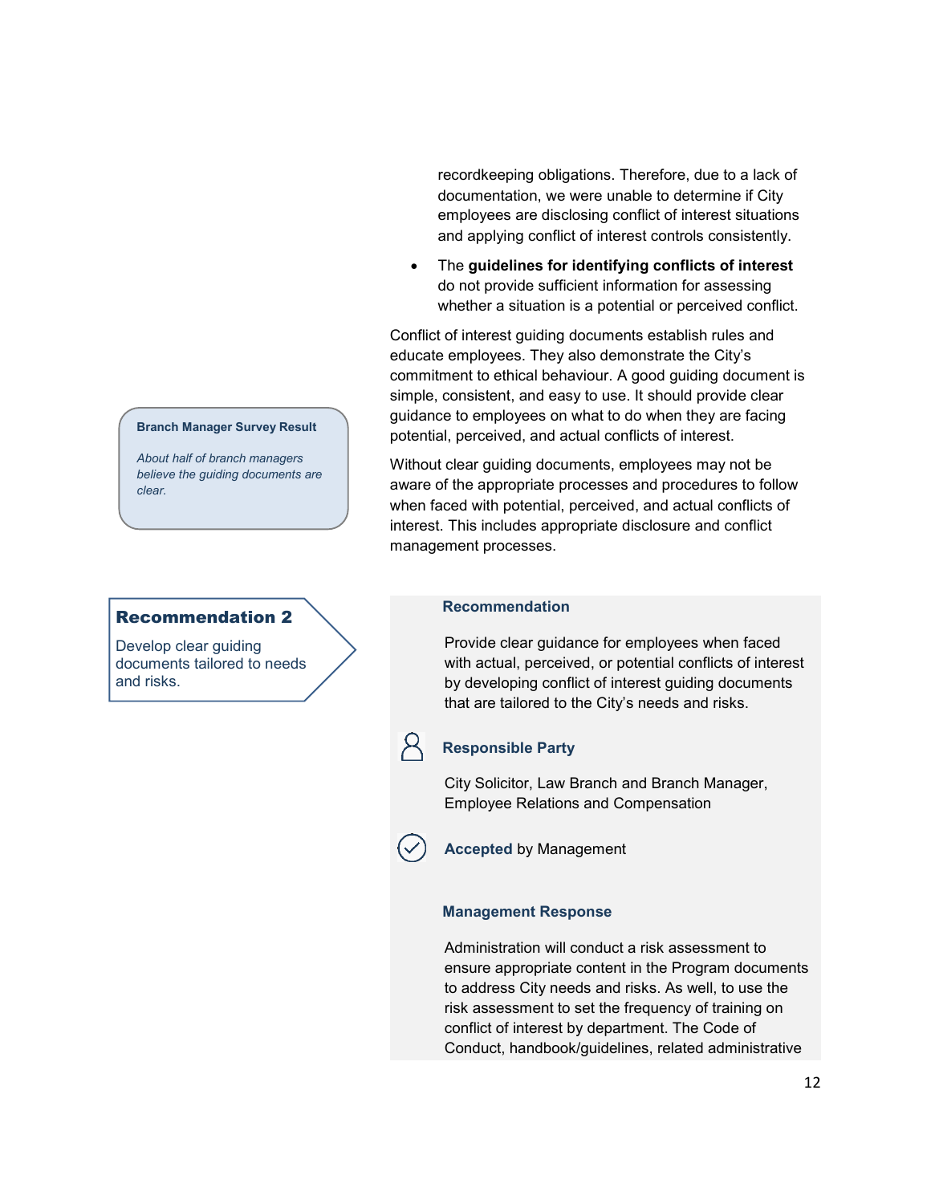recordkeeping obligations. Therefore, due to a lack of documentation, we were unable to determine if City employees are disclosing conflict of interest situations and applying conflict of interest controls consistently.

- The **guidelines for identifying conflicts of interest** do not provide sufficient information for assessing whether a situation is a potential or perceived conflict.

Conflict of interest guiding documents establish rules and educate employees. They also demonstrate the City's commitment to ethical behaviour. A good guiding document is simple, consistent, and easy to use. It should provide clear guidance to employees on what to do when they are facing potential, perceived, and actual conflicts of interest.

**Branch Manager Survey Result**

*About half of branch managers believe the guiding documents are clear.*

Without clear guiding documents, employees may not be aware of the appropriate processes and procedures to follow when faced with potential, perceived, and actual conflicts of interest. This includes appropriate disclosure and conflict management processes.

## Recommendation 2

Develop clear guiding documents tailored to needs and risks.

### Recommendation

Provide clear guidance for employees when faced with actual, perceived, or potential conflicts of interest by developing conflict of interest guiding documents that are tailored to the City's needs and risks.

### Responsible Party

City Solicitor, Law Branch and Branch Manager, Employee Relations and Compensation

**Accepted** by Management

### Management Response

Administration will conduct a risk assessment to ensure appropriate content in the Program documents to address City needs and risks. As well, to use the risk assessment to set the frequency of training on conflict of interest by department. The Code of Conduct, handbook/guidelines, related administrative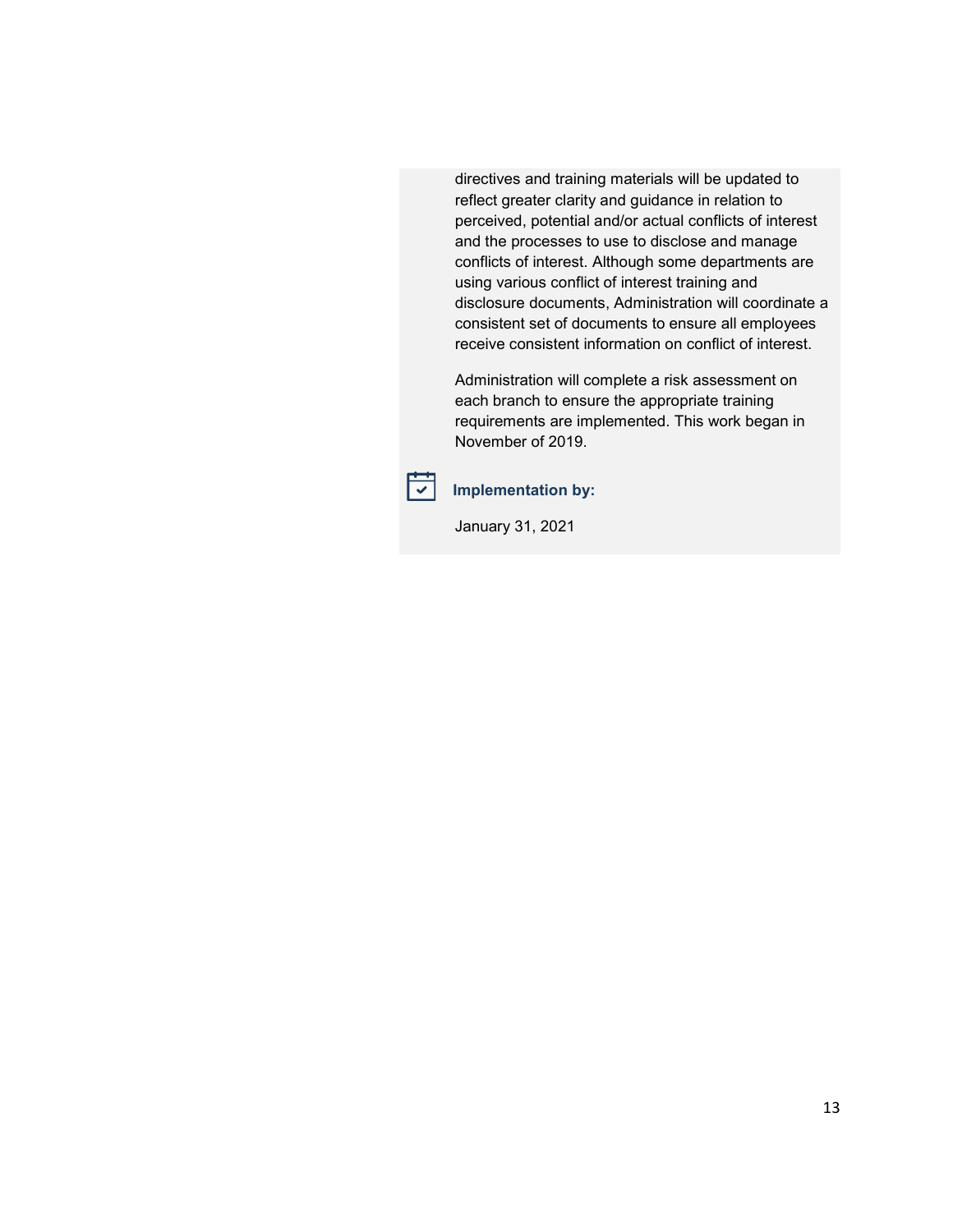directives and training materials will be updated to reflect greater clarity and guidance in relation to perceived, potential and/or actual conflicts of interest and the processes to use to disclose and manage conflicts of interest. Although some departments are using various conflict of interest training and disclosure documents, Administration will coordinate a consistent set of documents to ensure all employees receive consistent information on conflict of interest.

Administration will complete a risk assessment on each branch to ensure the appropriate training requirements are implemented. This work began in November of 2019.

**Implementation by:**

January 31, 2021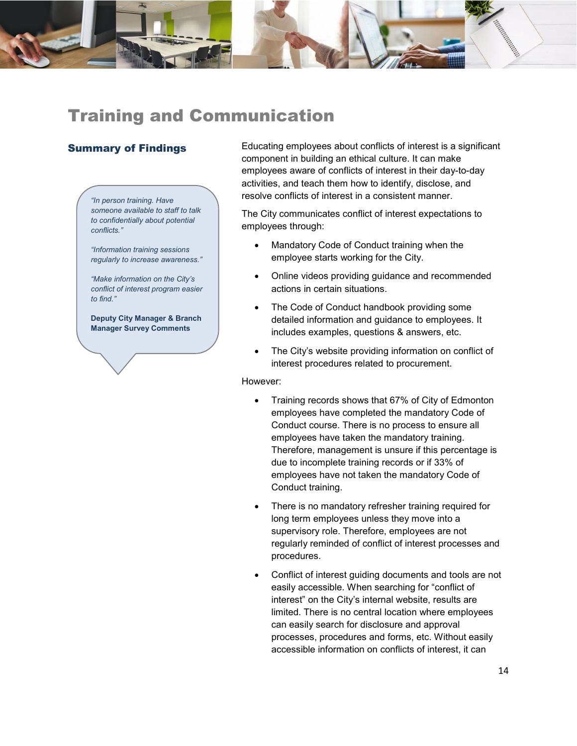# Training and Communication

## Summary of Findings

> *"In person training. Have someone available to staff to talk to confidentially about potential conflicts."*
>
> *"Information training sessions regularly to increase awareness."*
>
> *"Make information on the City's conflict of interest program easier to find."*
>
> **Deputy City Manager & Branch Manager Survey Comments**

Educating employees about conflicts of interest is a significant component in building an ethical culture. It can make employees aware of conflicts of interest in their day-to-day activities, and teach them how to identify, disclose, and resolve conflicts of interest in a consistent manner.

The City communicates conflict of interest expectations to employees through:

- Mandatory Code of Conduct training when the employee starts working for the City.
- Online videos providing guidance and recommended actions in certain situations.
- The Code of Conduct handbook providing some detailed information and guidance to employees. It includes examples, questions & answers, etc.
- The City's website providing information on conflict of interest procedures related to procurement.

However:

- Training records shows that 67% of City of Edmonton employees have completed the mandatory Code of Conduct course. There is no process to ensure all employees have taken the mandatory training. Therefore, management is unsure if this percentage is due to incomplete training records or if 33% of employees have not taken the mandatory Code of Conduct training.
- There is no mandatory refresher training required for long term employees unless they move into a supervisory role. Therefore, employees are not regularly reminded of conflict of interest processes and procedures.
- Conflict of interest guiding documents and tools are not easily accessible. When searching for "conflict of interest" on the City's internal website, results are limited. There is no central location where employees can easily search for disclosure and approval processes, procedures and forms, etc. Without easily accessible information on conflicts of interest, it can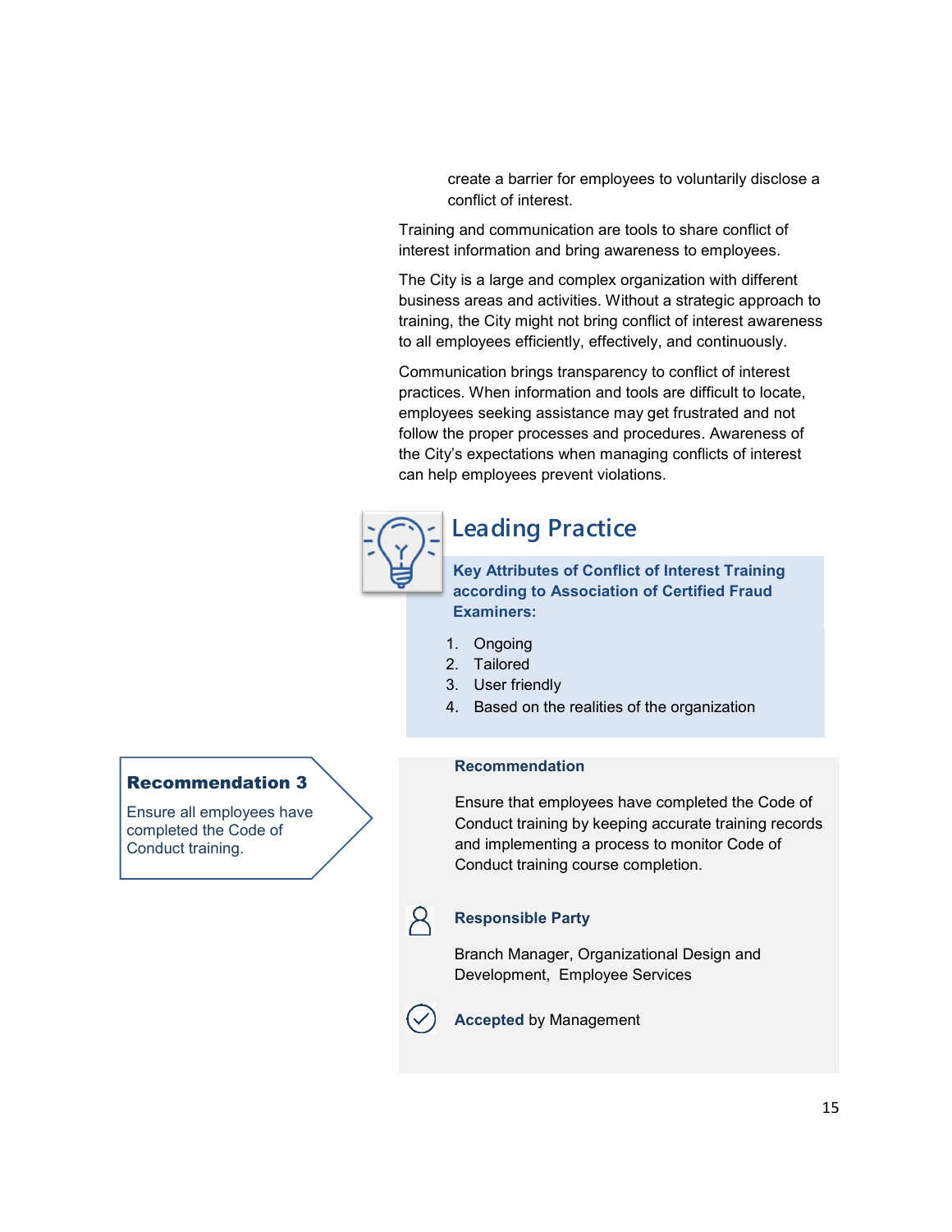create a barrier for employees to voluntarily disclose a conflict of interest.

Training and communication are tools to share conflict of interest information and bring awareness to employees.

The City is a large and complex organization with different business areas and activities. Without a strategic approach to training, the City might not bring conflict of interest awareness to all employees efficiently, effectively, and continuously.

Communication brings transparency to conflict of interest practices. When information and tools are difficult to locate, employees seeking assistance may get frustrated and not follow the proper processes and procedures. Awareness of the City's expectations when managing conflicts of interest can help employees prevent violations.

## Leading Practice

**Key Attributes of Conflict of Interest Training according to Association of Certified Fraud Examiners:**

1. Ongoing
2. Tailored
3. User friendly
4. Based on the realities of the organization

### Recommendation 3

Ensure all employees have completed the Code of Conduct training.

**Recommendation**

Ensure that employees have completed the Code of Conduct training by keeping accurate training records and implementing a process to monitor Code of Conduct training course completion.

**Responsible Party**

Branch Manager, Organizational Design and Development, Employee Services

**Accepted** by Management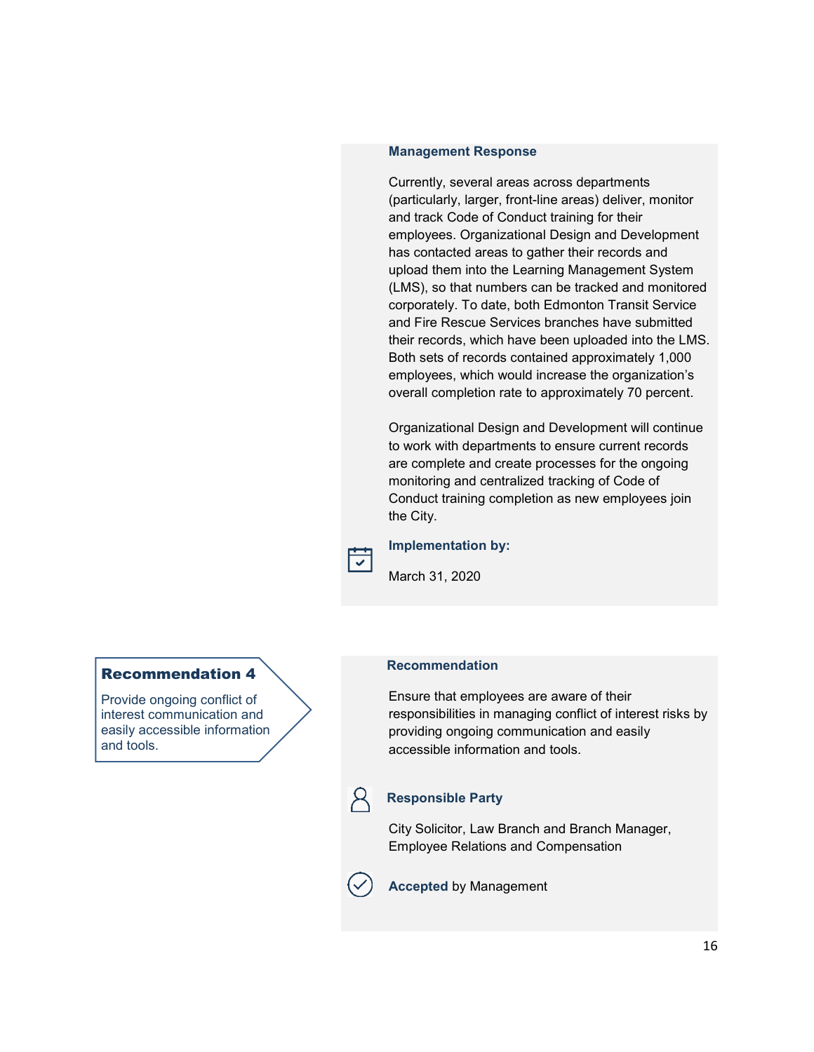**Management Response**

Currently, several areas across departments (particularly, larger, front-line areas) deliver, monitor and track Code of Conduct training for their employees. Organizational Design and Development has contacted areas to gather their records and upload them into the Learning Management System (LMS), so that numbers can be tracked and monitored corporately. To date, both Edmonton Transit Service and Fire Rescue Services branches have submitted their records, which have been uploaded into the LMS. Both sets of records contained approximately 1,000 employees, which would increase the organization's overall completion rate to approximately 70 percent.

Organizational Design and Development will continue to work with departments to ensure current records are complete and create processes for the ongoing monitoring and centralized tracking of Code of Conduct training completion as new employees join the City.

**Implementation by:**

March 31, 2020

## Recommendation 4

Provide ongoing conflict of interest communication and easily accessible information and tools.

**Recommendation**

Ensure that employees are aware of their responsibilities in managing conflict of interest risks by providing ongoing communication and easily accessible information and tools.

**Responsible Party**

City Solicitor, Law Branch and Branch Manager, Employee Relations and Compensation

**Accepted** by Management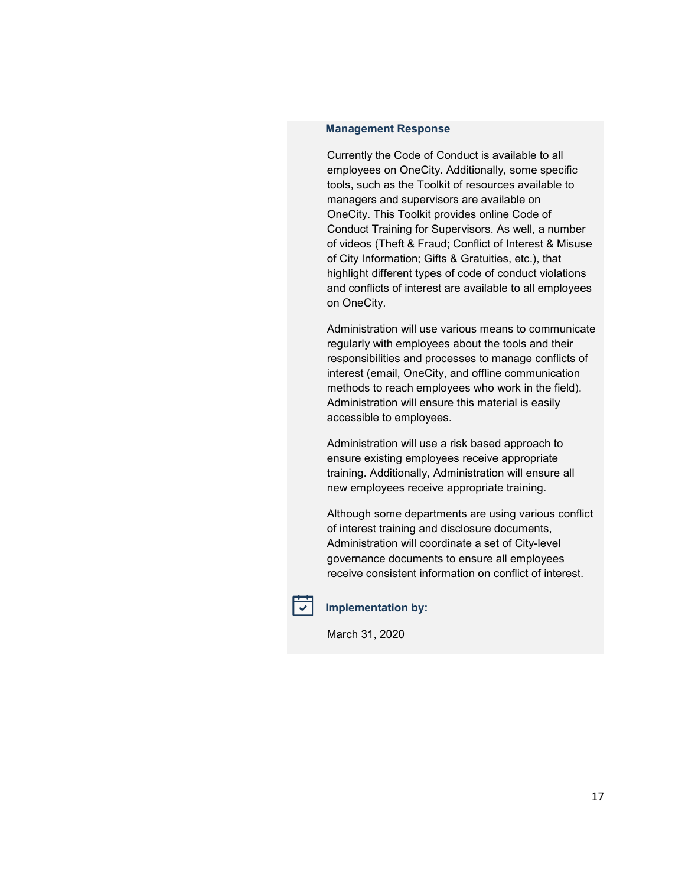#### Management Response

Currently the Code of Conduct is available to all employees on OneCity. Additionally, some specific tools, such as the Toolkit of resources available to managers and supervisors are available on OneCity. This Toolkit provides online Code of Conduct Training for Supervisors. As well, a number of videos (Theft & Fraud; Conflict of Interest & Misuse of City Information; Gifts & Gratuities, etc.), that highlight different types of code of conduct violations and conflicts of interest are available to all employees on OneCity.

Administration will use various means to communicate regularly with employees about the tools and their responsibilities and processes to manage conflicts of interest (email, OneCity, and offline communication methods to reach employees who work in the field). Administration will ensure this material is easily accessible to employees.

Administration will use a risk based approach to ensure existing employees receive appropriate training. Additionally, Administration will ensure all new employees receive appropriate training.

Although some departments are using various conflict of interest training and disclosure documents, Administration will coordinate a set of City-level governance documents to ensure all employees receive consistent information on conflict of interest.

#### Implementation by:

March 31, 2020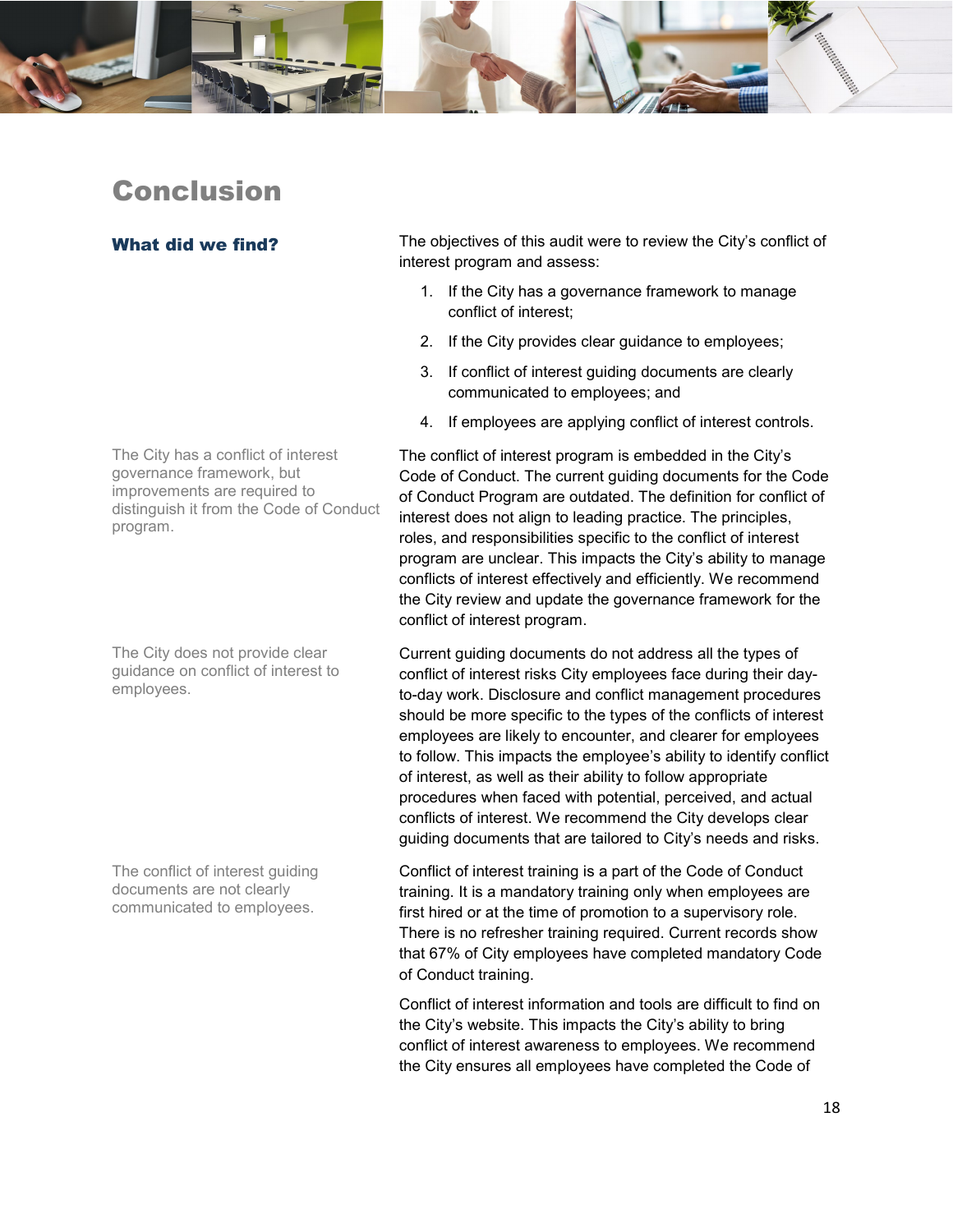# Conclusion

## What did we find?

The objectives of this audit were to review the City's conflict of interest program and assess:

1. If the City has a governance framework to manage conflict of interest;
2. If the City provides clear guidance to employees;
3. If conflict of interest guiding documents are clearly communicated to employees; and
4. If employees are applying conflict of interest controls.

The City has a conflict of interest governance framework, but improvements are required to distinguish it from the Code of Conduct program.

The conflict of interest program is embedded in the City's Code of Conduct. The current guiding documents for the Code of Conduct Program are outdated. The definition for conflict of interest does not align to leading practice. The principles, roles, and responsibilities specific to the conflict of interest program are unclear. This impacts the City's ability to manage conflicts of interest effectively and efficiently. We recommend the City review and update the governance framework for the conflict of interest program.

The City does not provide clear guidance on conflict of interest to employees.

Current guiding documents do not address all the types of conflict of interest risks City employees face during their day-to-day work. Disclosure and conflict management procedures should be more specific to the types of the conflicts of interest employees are likely to encounter, and clearer for employees to follow. This impacts the employee's ability to identify conflict of interest, as well as their ability to follow appropriate procedures when faced with potential, perceived, and actual conflicts of interest. We recommend the City develops clear guiding documents that are tailored to City's needs and risks.

The conflict of interest guiding documents are not clearly communicated to employees.

Conflict of interest training is a part of the Code of Conduct training. It is a mandatory training only when employees are first hired or at the time of promotion to a supervisory role. There is no refresher training required. Current records show that 67% of City employees have completed mandatory Code of Conduct training.

Conflict of interest information and tools are difficult to find on the City's website. This impacts the City's ability to bring conflict of interest awareness to employees. We recommend the City ensures all employees have completed the Code of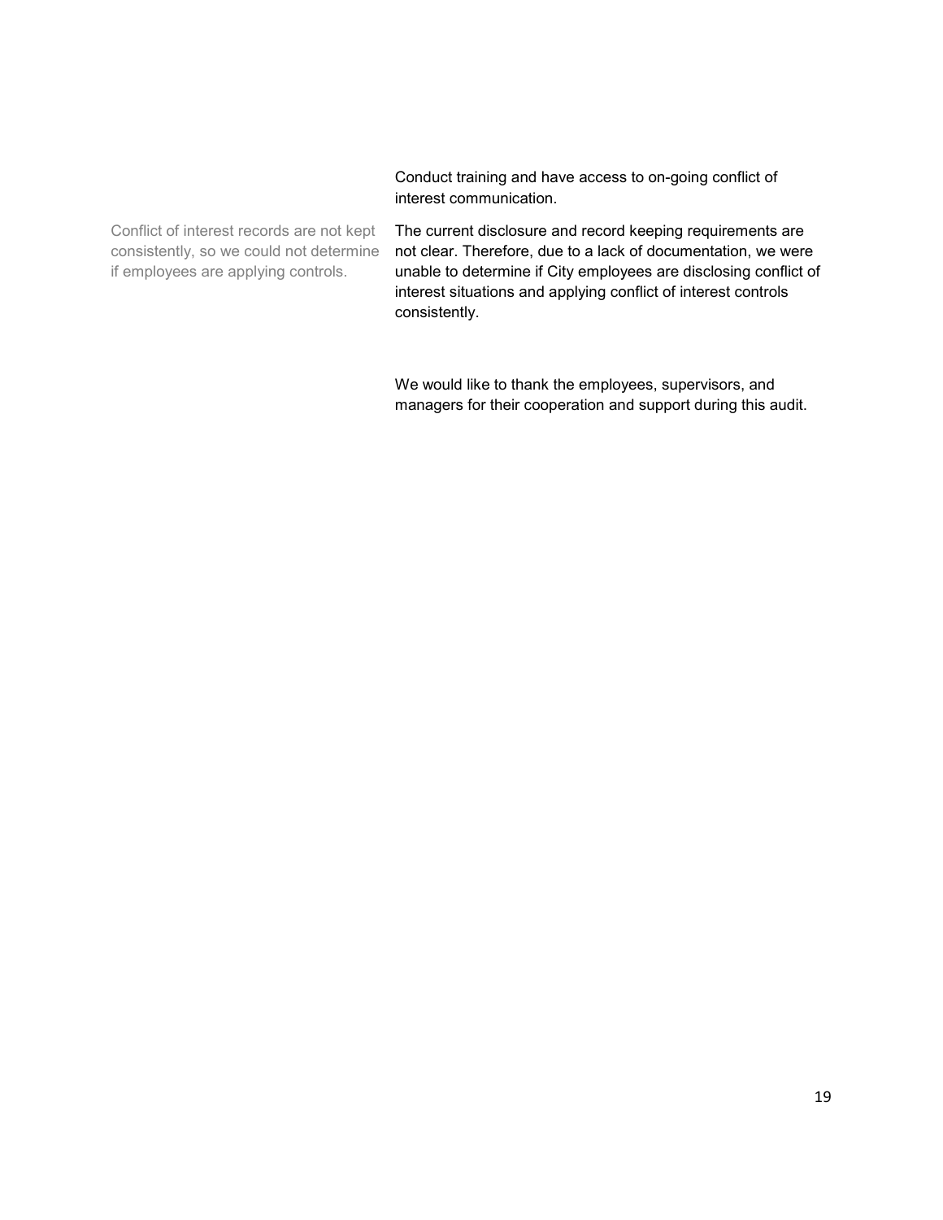Conduct training and have access to on-going conflict of interest communication.

Conflict of interest records are not kept consistently, so we could not determine if employees are applying controls.

The current disclosure and record keeping requirements are not clear. Therefore, due to a lack of documentation, we were unable to determine if City employees are disclosing conflict of interest situations and applying conflict of interest controls consistently.

We would like to thank the employees, supervisors, and managers for their cooperation and support during this audit.